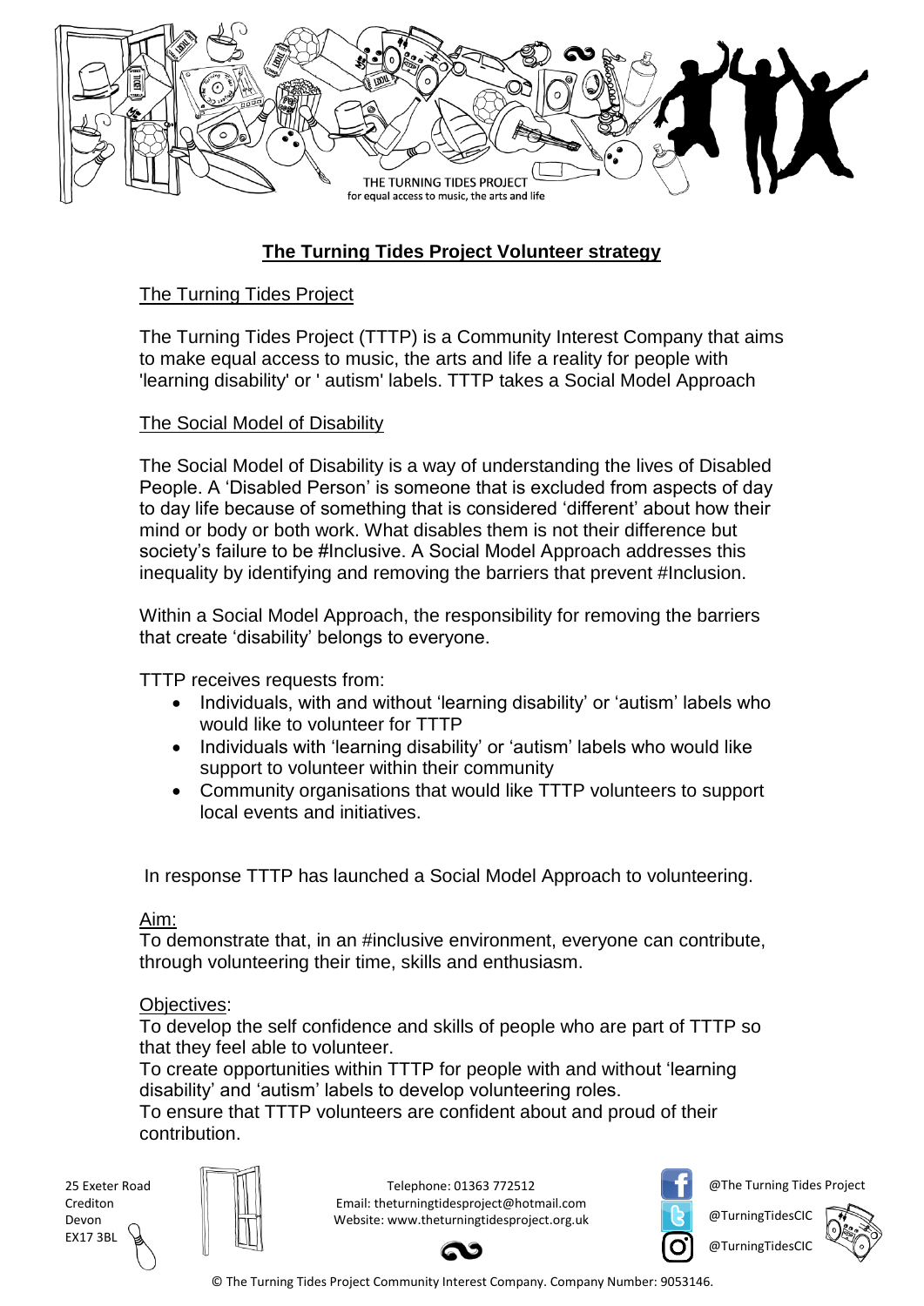# The Turning Tides Project Volunteer strategy

## The Turning Tides Project

The Turning Tides Project (TTTP) is a Community Interest Company that aims to make equal access to music, the arts and life a reality for people with 'learning disability' or ' autism' labels. TTTP takes a Social Model Approach

## The Social Model of Disability

The Social Model of Disability is a way of understanding the lives of Disabled People. A 'Disabled Person' is someone that is excluded from aspects of day to day life because of something that is considered 'different' about how their mind or body or both work. What disables them is not their difference but society's failure to be #Inclusive. A Social Model Approach addresses this inequality by identifying and removing the barriers that prevent #Inclusion.

Within a Social Model Approach, the responsibility for removing the barriers that create 'disability' belongs to everyone.

TTTP receives requests from:

- Individuals, with and without 'learning disability' or 'autism' labels who would like to volunteer for TTTP
- Individuals with 'learning disability' or 'autism' labels who would like support to volunteer within their community
- Community organisations that would like TTTP volunteers to support local events and initiatives.

In response TTTP has launched a Social Model Approach to volunteering.

## Aim:

To demonstrate that, in an #inclusive environment, everyone can contribute, through volunteering their time, skills and enthusiasm.

## Objectives:

To develop the self confidence and skills of people who are part of TTTP so that they feel able to volunteer.

To create opportunities within TTTP for people with and without 'learning disability' and 'autism' labels to develop volunteering roles.

To ensure that TTTP volunteers are confident about and proud of their contribution.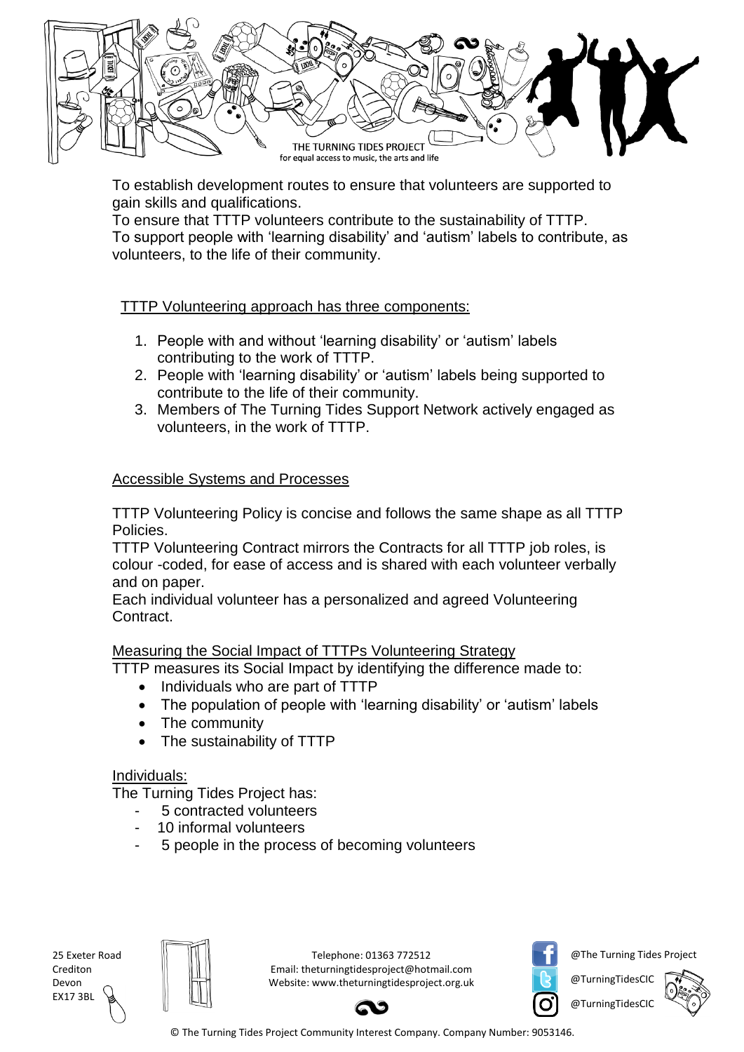To establish development routes to ensure that volunteers are supported to gain skills and qualifications.
To ensure that TTTP volunteers contribute to the sustainability of TTTP.
To support people with 'learning disability' and 'autism' labels to contribute, as volunteers, to the life of their community.

TTTP Volunteering approach has three components:

1. People with and without 'learning disability' or 'autism' labels contributing to the work of TTTP.
2. People with 'learning disability' or 'autism' labels being supported to contribute to the life of their community.
3. Members of The Turning Tides Support Network actively engaged as volunteers, in the work of TTTP.

Accessible Systems and Processes

TTTP Volunteering Policy is concise and follows the same shape as all TTTP Policies.
TTTP Volunteering Contract mirrors the Contracts for all TTTP job roles, is colour -coded, for ease of access and is shared with each volunteer verbally and on paper.
Each individual volunteer has a personalized and agreed Volunteering Contract.

Measuring the Social Impact of TTTPs Volunteering Strategy

TTTP measures its Social Impact by identifying the difference made to:

- Individuals who are part of TTTP
- The population of people with 'learning disability' or 'autism' labels
- The community
- The sustainability of TTTP

Individuals:

The Turning Tides Project has:

- 5 contracted volunteers
- 10 informal volunteers
- 5 people in the process of becoming volunteers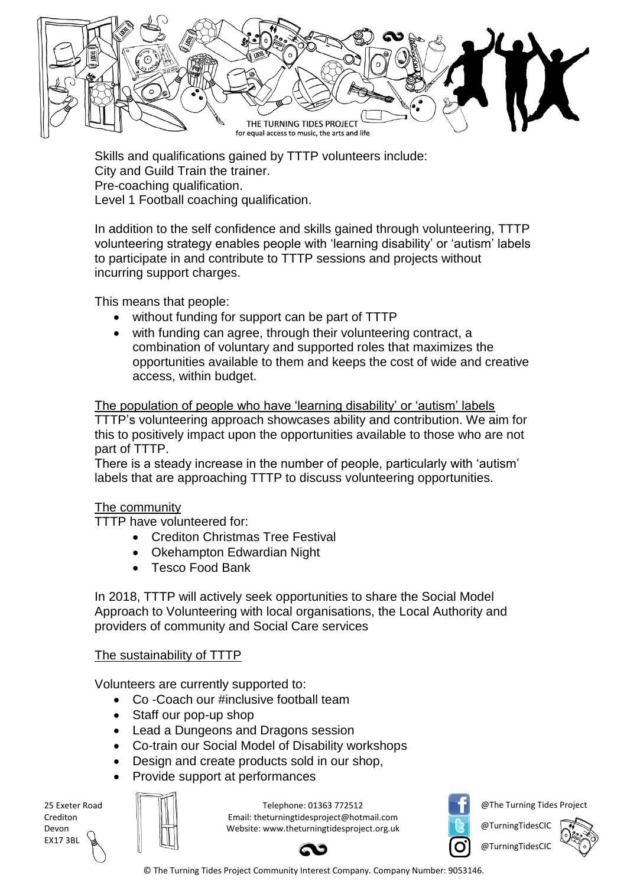Skills and qualifications gained by TTTP volunteers include:
City and Guild Train the trainer.
Pre-coaching qualification.
Level 1 Football coaching qualification.

In addition to the self confidence and skills gained through volunteering, TTTP volunteering strategy enables people with 'learning disability' or 'autism' labels to participate in and contribute to TTTP sessions and projects without incurring support charges.

This means that people:

- without funding for support can be part of TTTP
- with funding can agree, through their volunteering contract, a combination of voluntary and supported roles that maximizes the opportunities available to them and keeps the cost of wide and creative access, within budget.

<u>The population of people who have 'learning disability' or 'autism' labels</u>
TTTP's volunteering approach showcases ability and contribution. We aim for this to positively impact upon the opportunities available to those who are not part of TTTP.
There is a steady increase in the number of people, particularly with 'autism' labels that are approaching TTTP to discuss volunteering opportunities.

<u>The community</u>
TTTP have volunteered for:

- Crediton Christmas Tree Festival
- Okehampton Edwardian Night
- Tesco Food Bank

In 2018, TTTP will actively seek opportunities to share the Social Model Approach to Volunteering with local organisations, the Local Authority and providers of community and Social Care services

<u>The sustainability of TTTP</u>

Volunteers are currently supported to:

- Co -Coach our #inclusive football team
- Staff our pop-up shop
- Lead a Dungeons and Dragons session
- Co-train our Social Model of Disability workshops
- Design and create products sold in our shop,
- Provide support at performances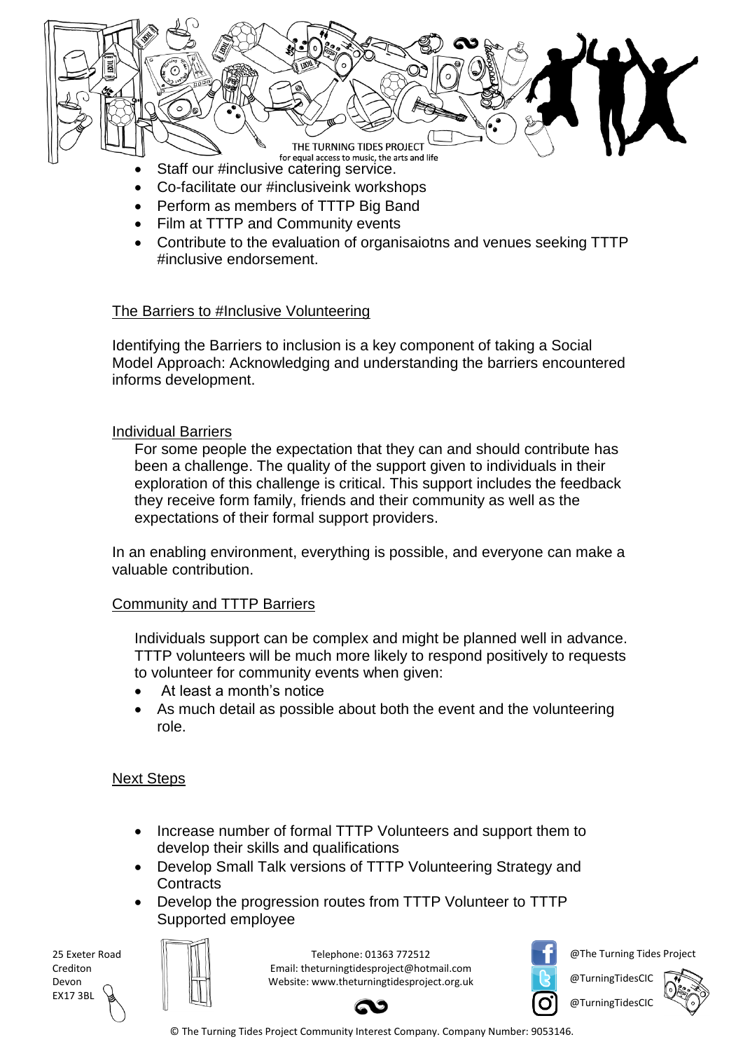- Staff our #inclusive catering service.
- Co-facilitate our #inclusiveink workshops
- Perform as members of TTTP Big Band
- Film at TTTP and Community events
- Contribute to the evaluation of organisaiotns and venues seeking TTTP #inclusive endorsement.

## The Barriers to #Inclusive Volunteering

Identifying the Barriers to inclusion is a key component of taking a Social Model Approach: Acknowledging and understanding the barriers encountered informs development.

### Individual Barriers

For some people the expectation that they can and should contribute has been a challenge. The quality of the support given to individuals in their exploration of this challenge is critical. This support includes the feedback they receive form family, friends and their community as well as the expectations of their formal support providers.

In an enabling environment, everything is possible, and everyone can make a valuable contribution.

### Community and TTTP Barriers

Individuals support can be complex and might be planned well in advance. TTTP volunteers will be much more likely to respond positively to requests to volunteer for community events when given:

- At least a month's notice
- As much detail as possible about both the event and the volunteering role.

## Next Steps

- Increase number of formal TTTP Volunteers and support them to develop their skills and qualifications
- Develop Small Talk versions of TTTP Volunteering Strategy and Contracts
- Develop the progression routes from TTTP Volunteer to TTTP Supported employee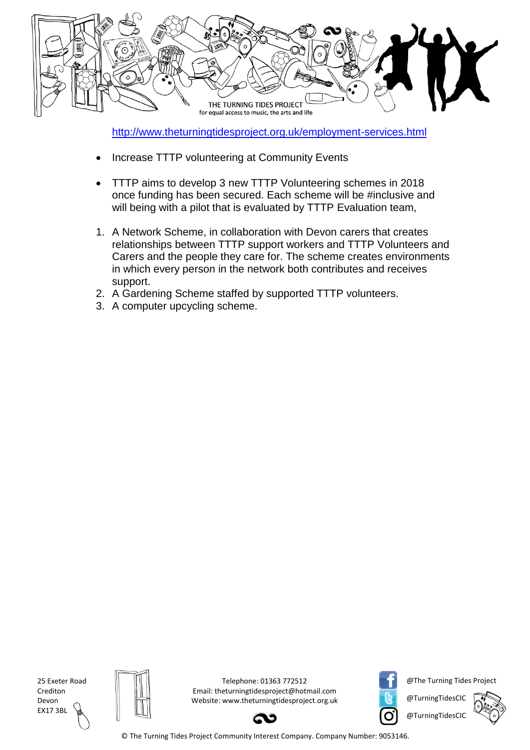http://www.theturningtidesproject.org.uk/employment-services.html

- Increase TTTP volunteering at Community Events

- TTTP aims to develop 3 new TTTP Volunteering schemes in 2018 once funding has been secured. Each scheme will be #inclusive and will being with a pilot that is evaluated by TTTP Evaluation team,

1. A Network Scheme, in collaboration with Devon carers that creates relationships between TTTP support workers and TTTP Volunteers and Carers and the people they care for. The scheme creates environments in which every person in the network both contributes and receives support.
2. A Gardening Scheme staffed by supported TTTP volunteers.
3. A computer upcycling scheme.